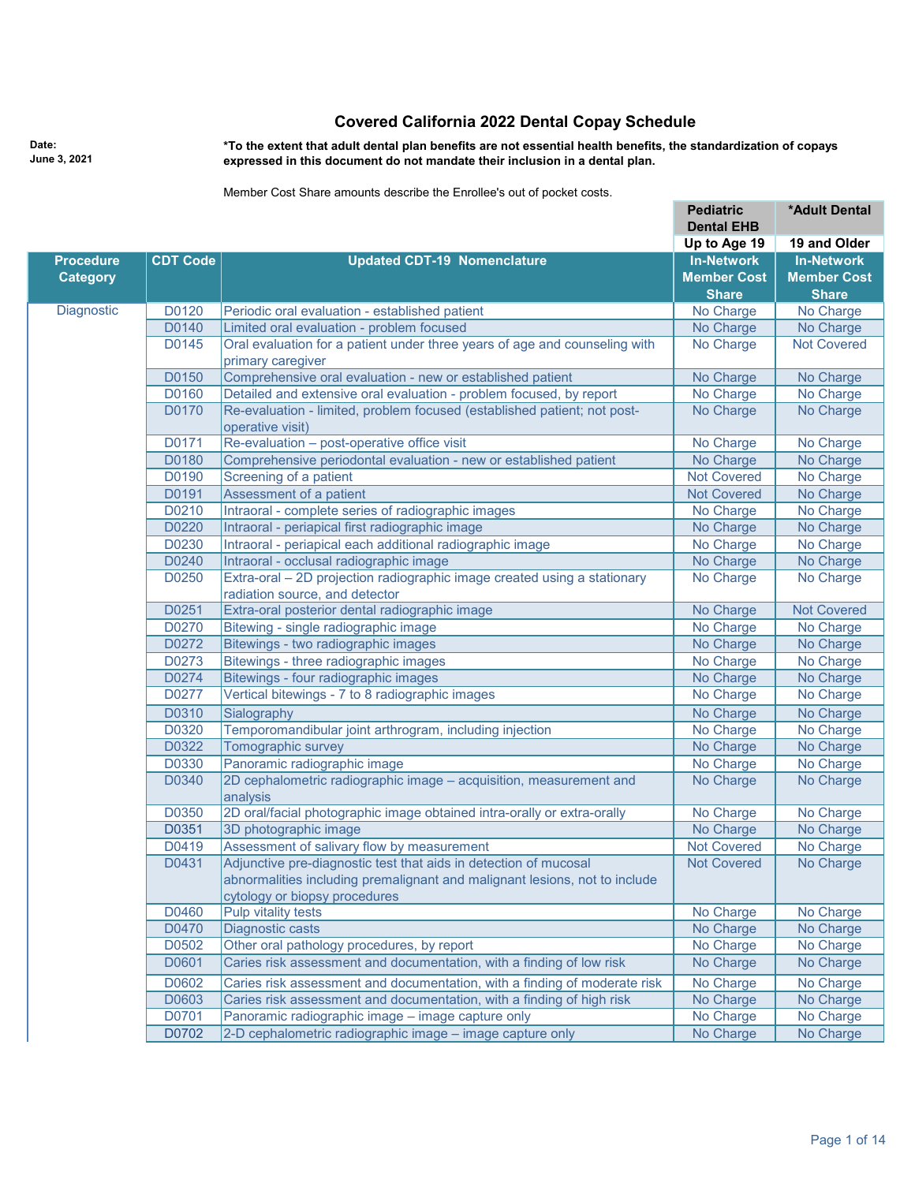# Covered California 2022 Dental Copay Schedule

**Date:**
**June 3, 2021**

***To the extent that adult dental plan benefits are not essential health benefits, the standardization of copays expressed in this document do not mandate their inclusion in a dental plan.**

Member Cost Share amounts describe the Enrollee's out of pocket costs.

| | | | Pediatric Dental EHB | *Adult Dental |
|---|---|---|---|---|
| | | | Up to Age 19 | 19 and Older |
| **Procedure Category** | **CDT Code** | **Updated CDT-19 Nomenclature** | **In-Network Member Cost Share** | **In-Network Member Cost Share** |
| Diagnostic | D0120 | Periodic oral evaluation - established patient | No Charge | No Charge |
| | D0140 | Limited oral evaluation - problem focused | No Charge | No Charge |
| | D0145 | Oral evaluation for a patient under three years of age and counseling with primary caregiver | No Charge | Not Covered |
| | D0150 | Comprehensive oral evaluation - new or established patient | No Charge | No Charge |
| | D0160 | Detailed and extensive oral evaluation - problem focused, by report | No Charge | No Charge |
| | D0170 | Re-evaluation - limited, problem focused (established patient; not post-operative visit) | No Charge | No Charge |
| | D0171 | Re-evaluation – post-operative office visit | No Charge | No Charge |
| | D0180 | Comprehensive periodontal evaluation - new or established patient | No Charge | No Charge |
| | D0190 | Screening of a patient | Not Covered | No Charge |
| | D0191 | Assessment of a patient | Not Covered | No Charge |
| | D0210 | Intraoral - complete series of radiographic images | No Charge | No Charge |
| | D0220 | Intraoral - periapical first radiographic image | No Charge | No Charge |
| | D0230 | Intraoral - periapical each additional radiographic image | No Charge | No Charge |
| | D0240 | Intraoral - occlusal radiographic image | No Charge | No Charge |
| | D0250 | Extra-oral – 2D projection radiographic image created using a stationary radiation source, and detector | No Charge | No Charge |
| | D0251 | Extra-oral posterior dental radiographic image | No Charge | Not Covered |
| | D0270 | Bitewing - single radiographic image | No Charge | No Charge |
| | D0272 | Bitewings - two radiographic images | No Charge | No Charge |
| | D0273 | Bitewings - three radiographic images | No Charge | No Charge |
| | D0274 | Bitewings - four radiographic images | No Charge | No Charge |
| | D0277 | Vertical bitewings - 7 to 8 radiographic images | No Charge | No Charge |
| | D0310 | Sialography | No Charge | No Charge |
| | D0320 | Temporomandibular joint arthrogram, including injection | No Charge | No Charge |
| | D0322 | Tomographic survey | No Charge | No Charge |
| | D0330 | Panoramic radiographic image | No Charge | No Charge |
| | D0340 | 2D cephalometric radiographic image – acquisition, measurement and analysis | No Charge | No Charge |
| | D0350 | 2D oral/facial photographic image obtained intra-orally or extra-orally | No Charge | No Charge |
| | D0351 | 3D photographic image | No Charge | No Charge |
| | D0419 | Assessment of salivary flow by measurement | Not Covered | No Charge |
| | D0431 | Adjunctive pre-diagnostic test that aids in detection of mucosal abnormalities including premalignant and malignant lesions, not to include cytology or biopsy procedures | Not Covered | No Charge |
| | D0460 | Pulp vitality tests | No Charge | No Charge |
| | D0470 | Diagnostic casts | No Charge | No Charge |
| | D0502 | Other oral pathology procedures, by report | No Charge | No Charge |
| | D0601 | Caries risk assessment and documentation, with a finding of low risk | No Charge | No Charge |
| | D0602 | Caries risk assessment and documentation, with a finding of moderate risk | No Charge | No Charge |
| | D0603 | Caries risk assessment and documentation, with a finding of high risk | No Charge | No Charge |
| | D0701 | Panoramic radiographic image – image capture only | No Charge | No Charge |
| | D0702 | 2-D cephalometric radiographic image – image capture only | No Charge | No Charge |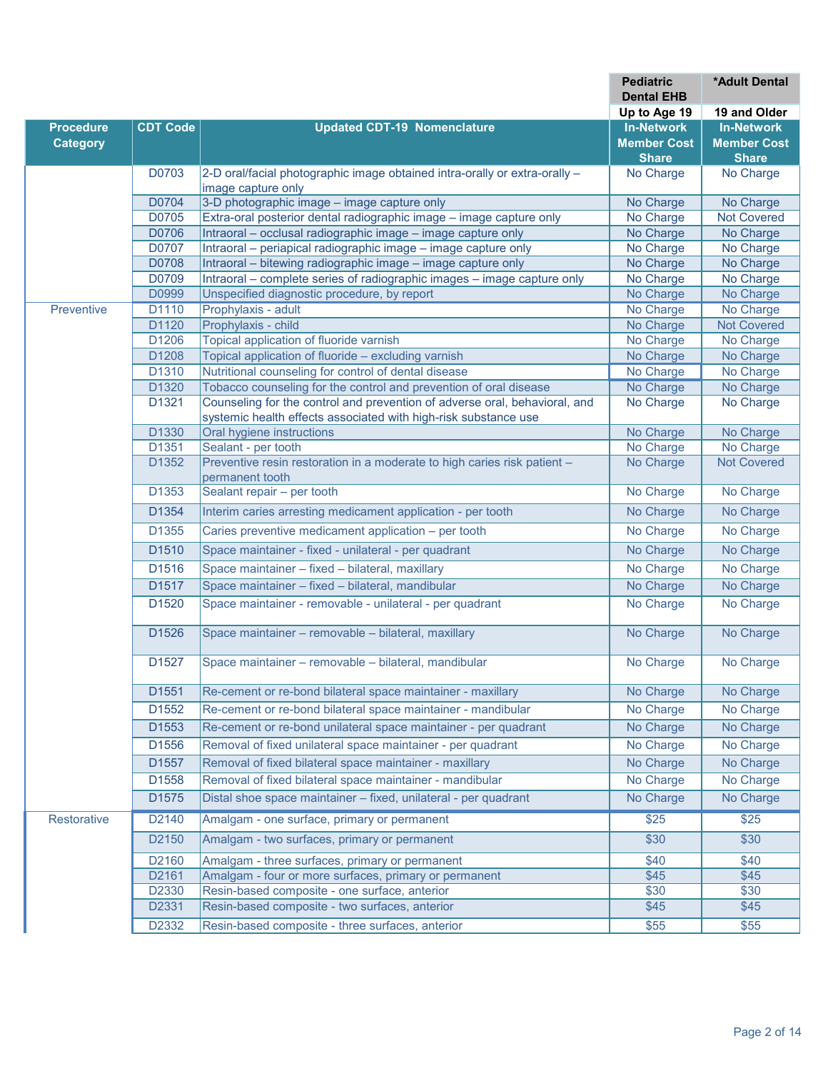| Procedure Category | CDT Code | Updated CDT-19 Nomenclature | Pediatric Dental EHB Up to Age 19 In-Network Member Cost Share | *Adult Dental 19 and Older In-Network Member Cost Share |
|---|---|---|---|---|
| | D0703 | 2-D oral/facial photographic image obtained intra-orally or extra-orally – image capture only | No Charge | No Charge |
| | D0704 | 3-D photographic image – image capture only | No Charge | No Charge |
| | D0705 | Extra-oral posterior dental radiographic image – image capture only | No Charge | Not Covered |
| | D0706 | Intraoral – occlusal radiographic image – image capture only | No Charge | No Charge |
| | D0707 | Intraoral – periapical radiographic image – image capture only | No Charge | No Charge |
| | D0708 | Intraoral – bitewing radiographic image – image capture only | No Charge | No Charge |
| | D0709 | Intraoral – complete series of radiographic images – image capture only | No Charge | No Charge |
| | D0999 | Unspecified diagnostic procedure, by report | No Charge | No Charge |
| Preventive | D1110 | Prophylaxis - adult | No Charge | No Charge |
| | D1120 | Prophylaxis - child | No Charge | Not Covered |
| | D1206 | Topical application of fluoride varnish | No Charge | No Charge |
| | D1208 | Topical application of fluoride – excluding varnish | No Charge | No Charge |
| | D1310 | Nutritional counseling for control of dental disease | No Charge | No Charge |
| | D1320 | Tobacco counseling for the control and prevention of oral disease | No Charge | No Charge |
| | D1321 | Counseling for the control and prevention of adverse oral, behavioral, and systemic health effects associated with high-risk substance use | No Charge | No Charge |
| | D1330 | Oral hygiene instructions | No Charge | No Charge |
| | D1351 | Sealant - per tooth | No Charge | No Charge |
| | D1352 | Preventive resin restoration in a moderate to high caries risk patient – permanent tooth | No Charge | Not Covered |
| | D1353 | Sealant repair – per tooth | No Charge | No Charge |
| | D1354 | Interim caries arresting medicament application - per tooth | No Charge | No Charge |
| | D1355 | Caries preventive medicament application – per tooth | No Charge | No Charge |
| | D1510 | Space maintainer - fixed - unilateral - per quadrant | No Charge | No Charge |
| | D1516 | Space maintainer – fixed – bilateral, maxillary | No Charge | No Charge |
| | D1517 | Space maintainer – fixed – bilateral, mandibular | No Charge | No Charge |
| | D1520 | Space maintainer - removable - unilateral - per quadrant | No Charge | No Charge |
| | D1526 | Space maintainer – removable – bilateral, maxillary | No Charge | No Charge |
| | D1527 | Space maintainer – removable – bilateral, mandibular | No Charge | No Charge |
| | D1551 | Re-cement or re-bond bilateral space maintainer - maxillary | No Charge | No Charge |
| | D1552 | Re-cement or re-bond bilateral space maintainer - mandibular | No Charge | No Charge |
| | D1553 | Re-cement or re-bond unilateral space maintainer - per quadrant | No Charge | No Charge |
| | D1556 | Removal of fixed unilateral space maintainer - per quadrant | No Charge | No Charge |
| | D1557 | Removal of fixed bilateral space maintainer - maxillary | No Charge | No Charge |
| | D1558 | Removal of fixed bilateral space maintainer - mandibular | No Charge | No Charge |
| | D1575 | Distal shoe space maintainer – fixed, unilateral - per quadrant | No Charge | No Charge |
| Restorative | D2140 | Amalgam - one surface, primary or permanent | $25 | $25 |
| | D2150 | Amalgam - two surfaces, primary or permanent | $30 | $30 |
| | D2160 | Amalgam - three surfaces, primary or permanent | $40 | $40 |
| | D2161 | Amalgam - four or more surfaces, primary or permanent | $45 | $45 |
| | D2330 | Resin-based composite - one surface, anterior | $30 | $30 |
| | D2331 | Resin-based composite - two surfaces, anterior | $45 | $45 |
| | D2332 | Resin-based composite - three surfaces, anterior | $55 | $55 |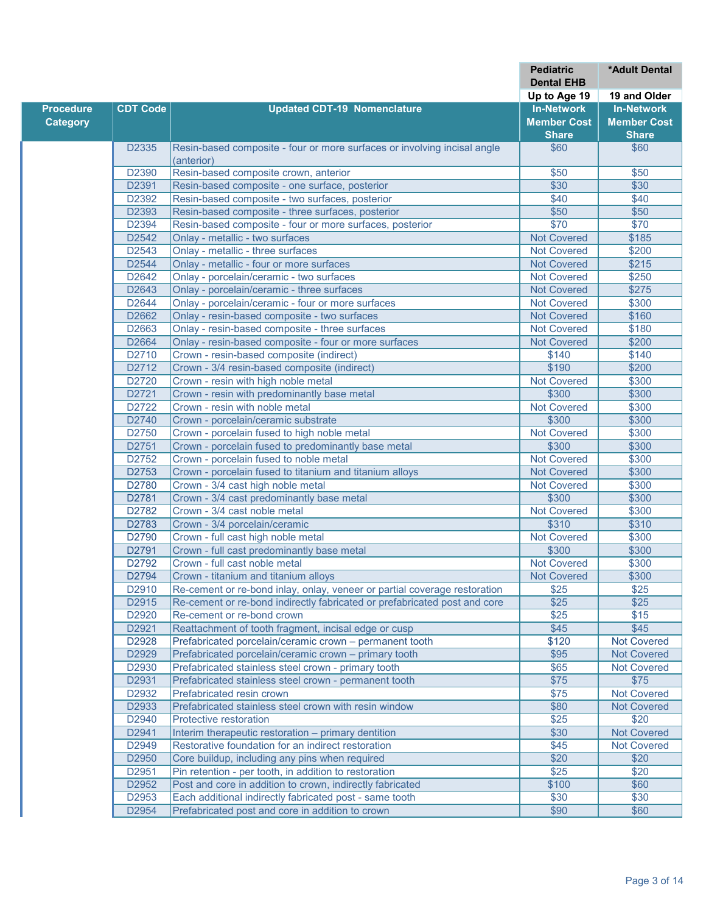| | | | Pediatric Dental EHB | *Adult Dental |
|---|---|---|---|---|
| | | | Up to Age 19 | 19 and Older |
| Procedure Category | CDT Code | Updated CDT-19 Nomenclature | In-Network Member Cost Share | In-Network Member Cost Share |
| | D2335 | Resin-based composite - four or more surfaces or involving incisal angle (anterior) | $60 | $60 |
| | D2390 | Resin-based composite crown, anterior | $50 | $50 |
| | D2391 | Resin-based composite - one surface, posterior | $30 | $30 |
| | D2392 | Resin-based composite - two surfaces, posterior | $40 | $40 |
| | D2393 | Resin-based composite - three surfaces, posterior | $50 | $50 |
| | D2394 | Resin-based composite - four or more surfaces, posterior | $70 | $70 |
| | D2542 | Onlay - metallic - two surfaces | Not Covered | $185 |
| | D2543 | Onlay - metallic - three surfaces | Not Covered | $200 |
| | D2544 | Onlay - metallic - four or more surfaces | Not Covered | $215 |
| | D2642 | Onlay - porcelain/ceramic - two surfaces | Not Covered | $250 |
| | D2643 | Onlay - porcelain/ceramic - three surfaces | Not Covered | $275 |
| | D2644 | Onlay - porcelain/ceramic - four or more surfaces | Not Covered | $300 |
| | D2662 | Onlay - resin-based composite - two surfaces | Not Covered | $160 |
| | D2663 | Onlay - resin-based composite - three surfaces | Not Covered | $180 |
| | D2664 | Onlay - resin-based composite - four or more surfaces | Not Covered | $200 |
| | D2710 | Crown - resin-based composite (indirect) | $140 | $140 |
| | D2712 | Crown - 3/4 resin-based composite (indirect) | $190 | $200 |
| | D2720 | Crown - resin with high noble metal | Not Covered | $300 |
| | D2721 | Crown - resin with predominantly base metal | $300 | $300 |
| | D2722 | Crown - resin with noble metal | Not Covered | $300 |
| | D2740 | Crown - porcelain/ceramic substrate | $300 | $300 |
| | D2750 | Crown - porcelain fused to high noble metal | Not Covered | $300 |
| | D2751 | Crown - porcelain fused to predominantly base metal | $300 | $300 |
| | D2752 | Crown - porcelain fused to noble metal | Not Covered | $300 |
| | D2753 | Crown - porcelain fused to titanium and titanium alloys | Not Covered | $300 |
| | D2780 | Crown - 3/4 cast high noble metal | Not Covered | $300 |
| | D2781 | Crown - 3/4 cast predominantly base metal | $300 | $300 |
| | D2782 | Crown - 3/4 cast noble metal | Not Covered | $300 |
| | D2783 | Crown - 3/4 porcelain/ceramic | $310 | $310 |
| | D2790 | Crown - full cast high noble metal | Not Covered | $300 |
| | D2791 | Crown - full cast predominantly base metal | $300 | $300 |
| | D2792 | Crown - full cast noble metal | Not Covered | $300 |
| | D2794 | Crown - titanium and titanium alloys | Not Covered | $300 |
| | D2910 | Re-cement or re-bond inlay, onlay, veneer or partial coverage restoration | $25 | $25 |
| | D2915 | Re-cement or re-bond indirectly fabricated or prefabricated post and core | $25 | $25 |
| | D2920 | Re-cement or re-bond crown | $25 | $15 |
| | D2921 | Reattachment of tooth fragment, incisal edge or cusp | $45 | $45 |
| | D2928 | Prefabricated porcelain/ceramic crown – permanent tooth | $120 | Not Covered |
| | D2929 | Prefabricated porcelain/ceramic crown – primary tooth | $95 | Not Covered |
| | D2930 | Prefabricated stainless steel crown - primary tooth | $65 | Not Covered |
| | D2931 | Prefabricated stainless steel crown - permanent tooth | $75 | $75 |
| | D2932 | Prefabricated resin crown | $75 | Not Covered |
| | D2933 | Prefabricated stainless steel crown with resin window | $80 | Not Covered |
| | D2940 | Protective restoration | $25 | $20 |
| | D2941 | Interim therapeutic restoration – primary dentition | $30 | Not Covered |
| | D2949 | Restorative foundation for an indirect restoration | $45 | Not Covered |
| | D2950 | Core buildup, including any pins when required | $20 | $20 |
| | D2951 | Pin retention - per tooth, in addition to restoration | $25 | $20 |
| | D2952 | Post and core in addition to crown, indirectly fabricated | $100 | $60 |
| | D2953 | Each additional indirectly fabricated post - same tooth | $30 | $30 |
| | D2954 | Prefabricated post and core in addition to crown | $90 | $60 |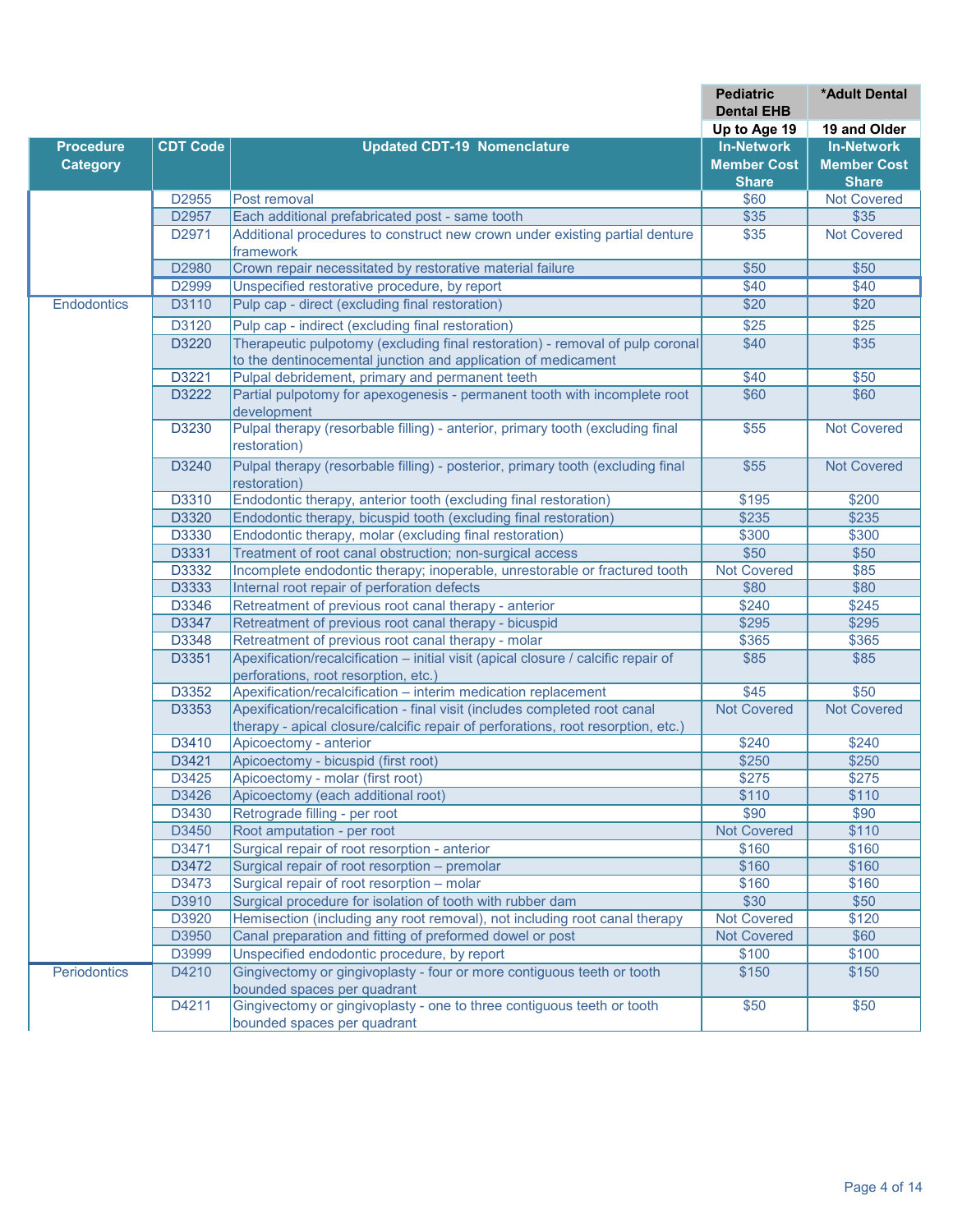| Procedure Category | CDT Code | Updated CDT-19 Nomenclature | Pediatric Dental EHB<br>Up to Age 19<br>In-Network Member Cost Share | *Adult Dental<br>19 and Older<br>In-Network Member Cost Share |
|---|---|---|---|---|
| | D2955 | Post removal | $60 | Not Covered |
| | D2957 | Each additional prefabricated post - same tooth | $35 | $35 |
| | D2971 | Additional procedures to construct new crown under existing partial denture framework | $35 | Not Covered |
| | D2980 | Crown repair necessitated by restorative material failure | $50 | $50 |
| | D2999 | Unspecified restorative procedure, by report | $40 | $40 |
| Endodontics | D3110 | Pulp cap - direct (excluding final restoration) | $20 | $20 |
| | D3120 | Pulp cap - indirect (excluding final restoration) | $25 | $25 |
| | D3220 | Therapeutic pulpotomy (excluding final restoration) - removal of pulp coronal to the dentinocemental junction and application of medicament | $40 | $35 |
| | D3221 | Pulpal debridement, primary and permanent teeth | $40 | $50 |
| | D3222 | Partial pulpotomy for apexogenesis - permanent tooth with incomplete root development | $60 | $60 |
| | D3230 | Pulpal therapy (resorbable filling) - anterior, primary tooth (excluding final restoration) | $55 | Not Covered |
| | D3240 | Pulpal therapy (resorbable filling) - posterior, primary tooth (excluding final restoration) | $55 | Not Covered |
| | D3310 | Endodontic therapy, anterior tooth (excluding final restoration) | $195 | $200 |
| | D3320 | Endodontic therapy, bicuspid tooth (excluding final restoration) | $235 | $235 |
| | D3330 | Endodontic therapy, molar (excluding final restoration) | $300 | $300 |
| | D3331 | Treatment of root canal obstruction; non-surgical access | $50 | $50 |
| | D3332 | Incomplete endodontic therapy; inoperable, unrestorable or fractured tooth | Not Covered | $85 |
| | D3333 | Internal root repair of perforation defects | $80 | $80 |
| | D3346 | Retreatment of previous root canal therapy - anterior | $240 | $245 |
| | D3347 | Retreatment of previous root canal therapy - bicuspid | $295 | $295 |
| | D3348 | Retreatment of previous root canal therapy - molar | $365 | $365 |
| | D3351 | Apexification/recalcification – initial visit (apical closure / calcific repair of perforations, root resorption, etc.) | $85 | $85 |
| | D3352 | Apexification/recalcification – interim medication replacement | $45 | $50 |
| | D3353 | Apexification/recalcification - final visit (includes completed root canal therapy - apical closure/calcific repair of perforations, root resorption, etc.) | Not Covered | Not Covered |
| | D3410 | Apicoectomy - anterior | $240 | $240 |
| | D3421 | Apicoectomy - bicuspid (first root) | $250 | $250 |
| | D3425 | Apicoectomy - molar (first root) | $275 | $275 |
| | D3426 | Apicoectomy (each additional root) | $110 | $110 |
| | D3430 | Retrograde filling - per root | $90 | $90 |
| | D3450 | Root amputation - per root | Not Covered | $110 |
| | D3471 | Surgical repair of root resorption - anterior | $160 | $160 |
| | D3472 | Surgical repair of root resorption – premolar | $160 | $160 |
| | D3473 | Surgical repair of root resorption – molar | $160 | $160 |
| | D3910 | Surgical procedure for isolation of tooth with rubber dam | $30 | $50 |
| | D3920 | Hemisection (including any root removal), not including root canal therapy | Not Covered | $120 |
| | D3950 | Canal preparation and fitting of preformed dowel or post | Not Covered | $60 |
| | D3999 | Unspecified endodontic procedure, by report | $100 | $100 |
| Periodontics | D4210 | Gingivectomy or gingivoplasty - four or more contiguous teeth or tooth bounded spaces per quadrant | $150 | $150 |
| | D4211 | Gingivectomy or gingivoplasty - one to three contiguous teeth or tooth bounded spaces per quadrant | $50 | $50 |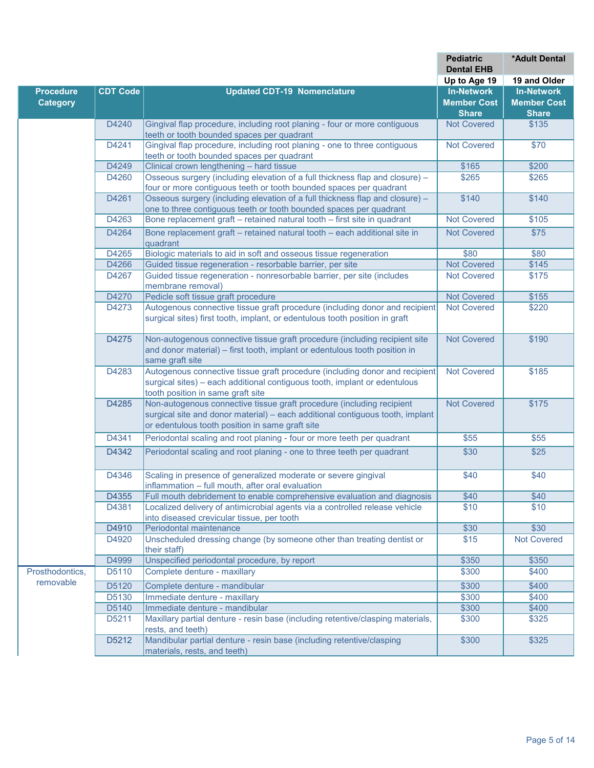| | | | Pediatric Dental EHB | *Adult Dental |
|---|---|---|---|---|
| | | | Up to Age 19 | 19 and Older |
| Procedure Category | CDT Code | Updated CDT-19 Nomenclature | In-Network Member Cost Share | In-Network Member Cost Share |
| | D4240 | Gingival flap procedure, including root planing - four or more contiguous teeth or tooth bounded spaces per quadrant | Not Covered | $135 |
| | D4241 | Gingival flap procedure, including root planing - one to three contiguous teeth or tooth bounded spaces per quadrant | Not Covered | $70 |
| | D4249 | Clinical crown lengthening – hard tissue | $165 | $200 |
| | D4260 | Osseous surgery (including elevation of a full thickness flap and closure) – four or more contiguous teeth or tooth bounded spaces per quadrant | $265 | $265 |
| | D4261 | Osseous surgery (including elevation of a full thickness flap and closure) – one to three contiguous teeth or tooth bounded spaces per quadrant | $140 | $140 |
| | D4263 | Bone replacement graft – retained natural tooth – first site in quadrant | Not Covered | $105 |
| | D4264 | Bone replacement graft – retained natural tooth – each additional site in quadrant | Not Covered | $75 |
| | D4265 | Biologic materials to aid in soft and osseous tissue regeneration | $80 | $80 |
| | D4266 | Guided tissue regeneration - resorbable barrier, per site | Not Covered | $145 |
| | D4267 | Guided tissue regeneration - nonresorbable barrier, per site (includes membrane removal) | Not Covered | $175 |
| | D4270 | Pedicle soft tissue graft procedure | Not Covered | $155 |
| | D4273 | Autogenous connective tissue graft procedure (including donor and recipient surgical sites) first tooth, implant, or edentulous tooth position in graft | Not Covered | $220 |
| | D4275 | Non-autogenous connective tissue graft procedure (including recipient site and donor material) – first tooth, implant or edentulous tooth position in same graft site | Not Covered | $190 |
| | D4283 | Autogenous connective tissue graft procedure (including donor and recipient surgical sites) – each additional contiguous tooth, implant or edentulous tooth position in same graft site | Not Covered | $185 |
| | D4285 | Non-autogenous connective tissue graft procedure (including recipient surgical site and donor material) – each additional contiguous tooth, implant or edentulous tooth position in same graft site | Not Covered | $175 |
| | D4341 | Periodontal scaling and root planing - four or more teeth per quadrant | $55 | $55 |
| | D4342 | Periodontal scaling and root planing - one to three teeth per quadrant | $30 | $25 |
| | D4346 | Scaling in presence of generalized moderate or severe gingival inflammation – full mouth, after oral evaluation | $40 | $40 |
| | D4355 | Full mouth debridement to enable comprehensive evaluation and diagnosis | $40 | $40 |
| | D4381 | Localized delivery of antimicrobial agents via a controlled release vehicle into diseased crevicular tissue, per tooth | $10 | $10 |
| | D4910 | Periodontal maintenance | $30 | $30 |
| | D4920 | Unscheduled dressing change (by someone other than treating dentist or their staff) | $15 | Not Covered |
| | D4999 | Unspecified periodontal procedure, by report | $350 | $350 |
| Prosthodontics, removable | D5110 | Complete denture - maxillary | $300 | $400 |
| | D5120 | Complete denture - mandibular | $300 | $400 |
| | D5130 | Immediate denture - maxillary | $300 | $400 |
| | D5140 | Immediate denture - mandibular | $300 | $400 |
| | D5211 | Maxillary partial denture - resin base (including retentive/clasping materials, rests, and teeth) | $300 | $325 |
| | D5212 | Mandibular partial denture - resin base (including retentive/clasping materials, rests, and teeth) | $300 | $325 |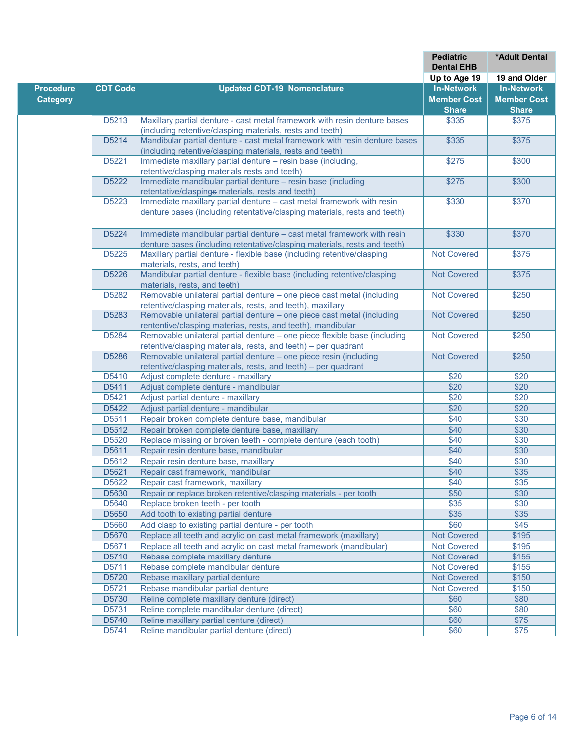| Procedure Category | CDT Code | Updated CDT-19 Nomenclature | Pediatric Dental EHB Up to Age 19 In-Network Member Cost Share | *Adult Dental 19 and Older In-Network Member Cost Share |
|---|---|---|---|---|
| | D5213 | Maxillary partial denture - cast metal framework with resin denture bases (including retentive/clasping materials, rests and teeth) | $335 | $375 |
| | D5214 | Mandibular partial denture - cast metal framework with resin denture bases (including retentive/clasping materials, rests and teeth) | $335 | $375 |
| | D5221 | Immediate maxillary partial denture – resin base (including, retentive/clasping materials rests and teeth) | $275 | $300 |
| | D5222 | Immediate mandibular partial denture – resin base (including retentative/claspings materials, rests and teeth) | $275 | $300 |
| | D5223 | Immediate maxillary partial denture – cast metal framework with resin denture bases (including retentative/clasping materials, rests and teeth) | $330 | $370 |
| | D5224 | Immediate mandibular partial denture – cast metal framework with resin denture bases (including retentative/clasping materials, rests and teeth) | $330 | $370 |
| | D5225 | Maxillary partial denture - flexible base (including retentive/clasping materials, rests, and teeth) | Not Covered | $375 |
| | D5226 | Mandibular partial denture - flexible base (including retentive/clasping materials, rests, and teeth) | Not Covered | $375 |
| | D5282 | Removable unilateral partial denture – one piece cast metal (including retentive/clasping materials, rests, and teeth), maxillary | Not Covered | $250 |
| | D5283 | Removable unilateral partial denture – one piece cast metal (including rententive/clasping materias, rests, and teeth), mandibular | Not Covered | $250 |
| | D5284 | Removable unilateral partial denture – one piece flexible base (including retentive/clasping materials, rests, and teeth) – per quadrant | Not Covered | $250 |
| | D5286 | Removable unilateral partial denture – one piece resin (including retentive/clasping materials, rests, and teeth) – per quadrant | Not Covered | $250 |
| | D5410 | Adjust complete denture - maxillary | $20 | $20 |
| | D5411 | Adjust complete denture - mandibular | $20 | $20 |
| | D5421 | Adjust partial denture - maxillary | $20 | $20 |
| | D5422 | Adjust partial denture - mandibular | $20 | $20 |
| | D5511 | Repair broken complete denture base, mandibular | $40 | $30 |
| | D5512 | Repair broken complete denture base, maxillary | $40 | $30 |
| | D5520 | Replace missing or broken teeth - complete denture (each tooth) | $40 | $30 |
| | D5611 | Repair resin denture base, mandibular | $40 | $30 |
| | D5612 | Repair resin denture base, maxillary | $40 | $30 |
| | D5621 | Repair cast framework, mandibular | $40 | $35 |
| | D5622 | Repair cast framework, maxillary | $40 | $35 |
| | D5630 | Repair or replace broken retentive/clasping materials - per tooth | $50 | $30 |
| | D5640 | Replace broken teeth - per tooth | $35 | $30 |
| | D5650 | Add tooth to existing partial denture | $35 | $35 |
| | D5660 | Add clasp to existing partial denture - per tooth | $60 | $45 |
| | D5670 | Replace all teeth and acrylic on cast metal framework (maxillary) | Not Covered | $195 |
| | D5671 | Replace all teeth and acrylic on cast metal framework (mandibular) | Not Covered | $195 |
| | D5710 | Rebase complete maxillary denture | Not Covered | $155 |
| | D5711 | Rebase complete mandibular denture | Not Covered | $155 |
| | D5720 | Rebase maxillary partial denture | Not Covered | $150 |
| | D5721 | Rebase mandibular partial denture | Not Covered | $150 |
| | D5730 | Reline complete maxillary denture (direct) | $60 | $80 |
| | D5731 | Reline complete mandibular denture (direct) | $60 | $80 |
| | D5740 | Reline maxillary partial denture (direct) | $60 | $75 |
| | D5741 | Reline mandibular partial denture (direct) | $60 | $75 |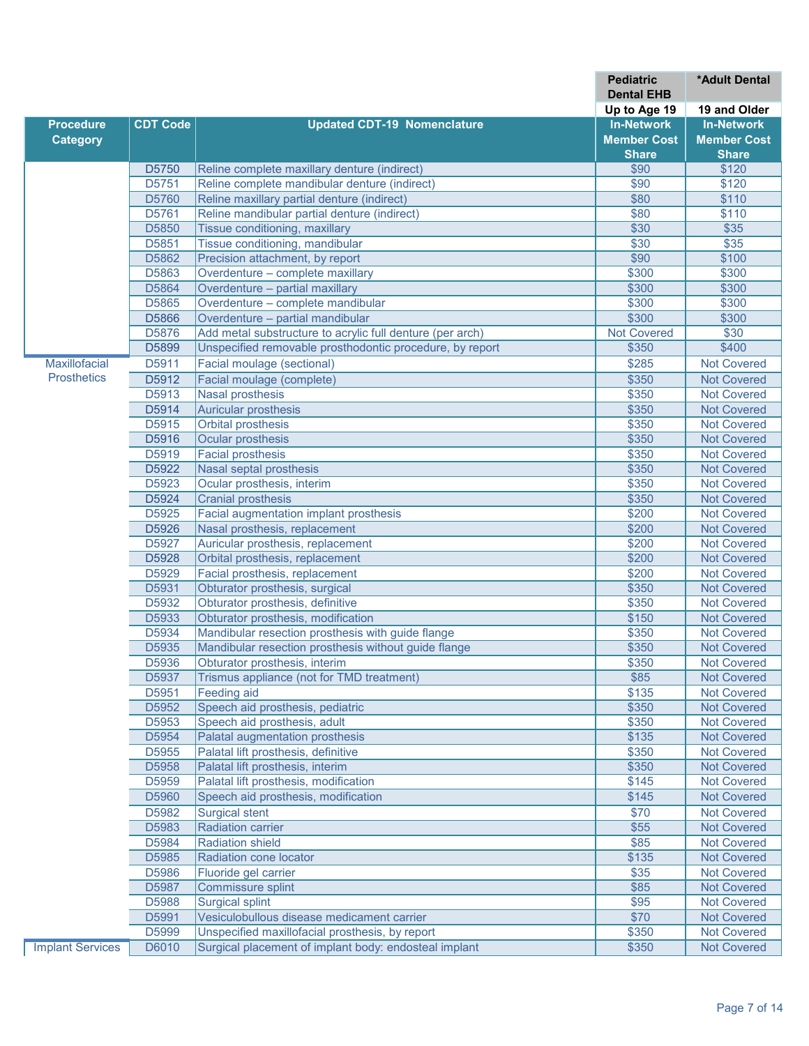| Procedure Category | CDT Code | Updated CDT-19 Nomenclature | Pediatric Dental EHB Up to Age 19 In-Network Member Cost Share | *Adult Dental 19 and Older In-Network Member Cost Share |
|---|---|---|---|---|
| | D5750 | Reline complete maxillary denture (indirect) | $90 | $120 |
| | D5751 | Reline complete mandibular denture (indirect) | $90 | $120 |
| | D5760 | Reline maxillary partial denture (indirect) | $80 | $110 |
| | D5761 | Reline mandibular partial denture (indirect) | $80 | $110 |
| | D5850 | Tissue conditioning, maxillary | $30 | $35 |
| | D5851 | Tissue conditioning, mandibular | $30 | $35 |
| | D5862 | Precision attachment, by report | $90 | $100 |
| | D5863 | Overdenture – complete maxillary | $300 | $300 |
| | D5864 | Overdenture – partial maxillary | $300 | $300 |
| | D5865 | Overdenture – complete mandibular | $300 | $300 |
| | D5866 | Overdenture – partial mandibular | $300 | $300 |
| | D5876 | Add metal substructure to acrylic full denture (per arch) | Not Covered | $30 |
| | D5899 | Unspecified removable prosthodontic procedure, by report | $350 | $400 |
| Maxillofacial Prosthetics | D5911 | Facial moulage (sectional) | $285 | Not Covered |
| | D5912 | Facial moulage (complete) | $350 | Not Covered |
| | D5913 | Nasal prosthesis | $350 | Not Covered |
| | D5914 | Auricular prosthesis | $350 | Not Covered |
| | D5915 | Orbital prosthesis | $350 | Not Covered |
| | D5916 | Ocular prosthesis | $350 | Not Covered |
| | D5919 | Facial prosthesis | $350 | Not Covered |
| | D5922 | Nasal septal prosthesis | $350 | Not Covered |
| | D5923 | Ocular prosthesis, interim | $350 | Not Covered |
| | D5924 | Cranial prosthesis | $350 | Not Covered |
| | D5925 | Facial augmentation implant prosthesis | $200 | Not Covered |
| | D5926 | Nasal prosthesis, replacement | $200 | Not Covered |
| | D5927 | Auricular prosthesis, replacement | $200 | Not Covered |
| | D5928 | Orbital prosthesis, replacement | $200 | Not Covered |
| | D5929 | Facial prosthesis, replacement | $200 | Not Covered |
| | D5931 | Obturator prosthesis, surgical | $350 | Not Covered |
| | D5932 | Obturator prosthesis, definitive | $350 | Not Covered |
| | D5933 | Obturator prosthesis, modification | $150 | Not Covered |
| | D5934 | Mandibular resection prosthesis with guide flange | $350 | Not Covered |
| | D5935 | Mandibular resection prosthesis without guide flange | $350 | Not Covered |
| | D5936 | Obturator prosthesis, interim | $350 | Not Covered |
| | D5937 | Trismus appliance (not for TMD treatment) | $85 | Not Covered |
| | D5951 | Feeding aid | $135 | Not Covered |
| | D5952 | Speech aid prosthesis, pediatric | $350 | Not Covered |
| | D5953 | Speech aid prosthesis, adult | $350 | Not Covered |
| | D5954 | Palatal augmentation prosthesis | $135 | Not Covered |
| | D5955 | Palatal lift prosthesis, definitive | $350 | Not Covered |
| | D5958 | Palatal lift prosthesis, interim | $350 | Not Covered |
| | D5959 | Palatal lift prosthesis, modification | $145 | Not Covered |
| | D5960 | Speech aid prosthesis, modification | $145 | Not Covered |
| | D5982 | Surgical stent | $70 | Not Covered |
| | D5983 | Radiation carrier | $55 | Not Covered |
| | D5984 | Radiation shield | $85 | Not Covered |
| | D5985 | Radiation cone locator | $135 | Not Covered |
| | D5986 | Fluoride gel carrier | $35 | Not Covered |
| | D5987 | Commissure splint | $85 | Not Covered |
| | D5988 | Surgical splint | $95 | Not Covered |
| | D5991 | Vesiculobullous disease medicament carrier | $70 | Not Covered |
| | D5999 | Unspecified maxillofacial prosthesis, by report | $350 | Not Covered |
| Implant Services | D6010 | Surgical placement of implant body: endosteal implant | $350 | Not Covered |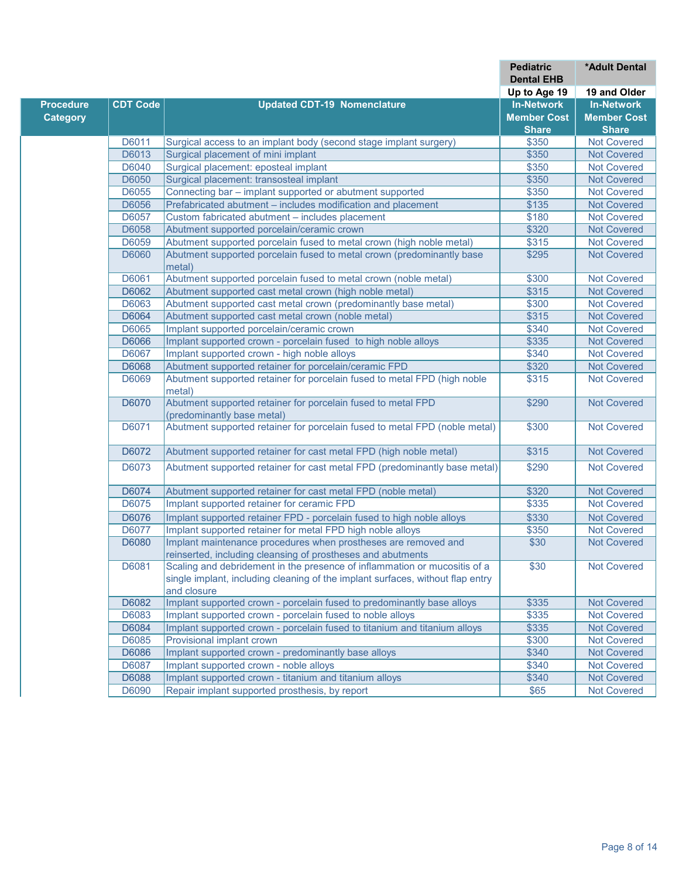| Procedure Category | CDT Code | Updated CDT-19 Nomenclature | Pediatric Dental EHB Up to Age 19 In-Network Member Cost Share | *Adult Dental 19 and Older In-Network Member Cost Share |
|---|---|---|---|---|
| | D6011 | Surgical access to an implant body (second stage implant surgery) | $350 | Not Covered |
| | D6013 | Surgical placement of mini implant | $350 | Not Covered |
| | D6040 | Surgical placement: eposteal implant | $350 | Not Covered |
| | D6050 | Surgical placement: transosteal implant | $350 | Not Covered |
| | D6055 | Connecting bar – implant supported or abutment supported | $350 | Not Covered |
| | D6056 | Prefabricated abutment – includes modification and placement | $135 | Not Covered |
| | D6057 | Custom fabricated abutment – includes placement | $180 | Not Covered |
| | D6058 | Abutment supported porcelain/ceramic crown | $320 | Not Covered |
| | D6059 | Abutment supported porcelain fused to metal crown (high noble metal) | $315 | Not Covered |
| | D6060 | Abutment supported porcelain fused to metal crown (predominantly base metal) | $295 | Not Covered |
| | D6061 | Abutment supported porcelain fused to metal crown (noble metal) | $300 | Not Covered |
| | D6062 | Abutment supported cast metal crown (high noble metal) | $315 | Not Covered |
| | D6063 | Abutment supported cast metal crown (predominantly base metal) | $300 | Not Covered |
| | D6064 | Abutment supported cast metal crown (noble metal) | $315 | Not Covered |
| | D6065 | Implant supported porcelain/ceramic crown | $340 | Not Covered |
| | D6066 | Implant supported crown - porcelain fused to high noble alloys | $335 | Not Covered |
| | D6067 | Implant supported crown - high noble alloys | $340 | Not Covered |
| | D6068 | Abutment supported retainer for porcelain/ceramic FPD | $320 | Not Covered |
| | D6069 | Abutment supported retainer for porcelain fused to metal FPD (high noble metal) | $315 | Not Covered |
| | D6070 | Abutment supported retainer for porcelain fused to metal FPD (predominantly base metal) | $290 | Not Covered |
| | D6071 | Abutment supported retainer for porcelain fused to metal FPD (noble metal) | $300 | Not Covered |
| | D6072 | Abutment supported retainer for cast metal FPD (high noble metal) | $315 | Not Covered |
| | D6073 | Abutment supported retainer for cast metal FPD (predominantly base metal) | $290 | Not Covered |
| | D6074 | Abutment supported retainer for cast metal FPD (noble metal) | $320 | Not Covered |
| | D6075 | Implant supported retainer for ceramic FPD | $335 | Not Covered |
| | D6076 | Implant supported retainer FPD - porcelain fused to high noble alloys | $330 | Not Covered |
| | D6077 | Implant supported retainer for metal FPD high noble alloys | $350 | Not Covered |
| | D6080 | Implant maintenance procedures when prostheses are removed and reinserted, including cleansing of prostheses and abutments | $30 | Not Covered |
| | D6081 | Scaling and debridement in the presence of inflammation or mucositis of a single implant, including cleaning of the implant surfaces, without flap entry and closure | $30 | Not Covered |
| | D6082 | Implant supported crown - porcelain fused to predominantly base alloys | $335 | Not Covered |
| | D6083 | Implant supported crown - porcelain fused to noble alloys | $335 | Not Covered |
| | D6084 | Implant supported crown - porcelain fused to titanium and titanium alloys | $335 | Not Covered |
| | D6085 | Provisional implant crown | $300 | Not Covered |
| | D6086 | Implant supported crown - predominantly base alloys | $340 | Not Covered |
| | D6087 | Implant supported crown - noble alloys | $340 | Not Covered |
| | D6088 | Implant supported crown - titanium and titanium alloys | $340 | Not Covered |
| | D6090 | Repair implant supported prosthesis, by report | $65 | Not Covered |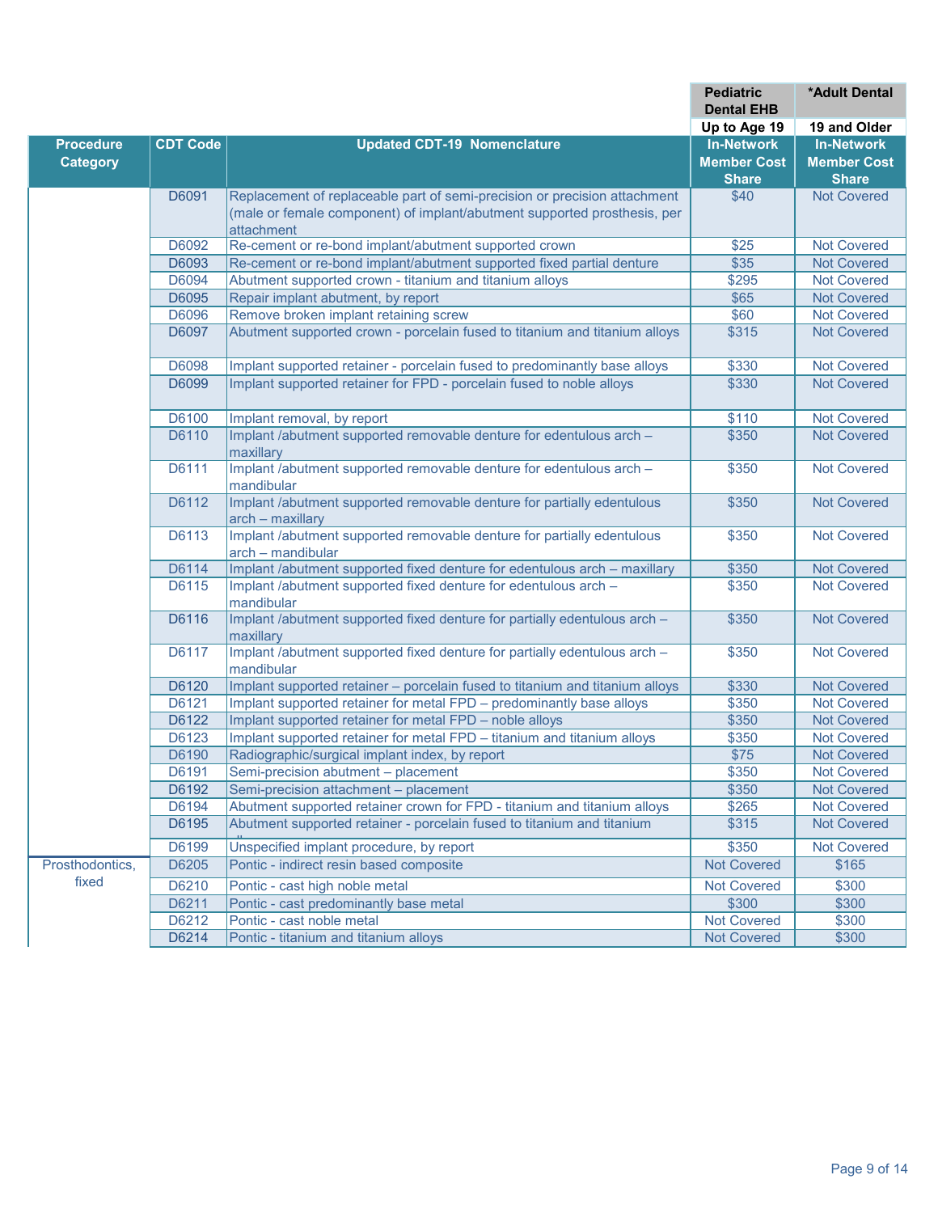| | | | Pediatric Dental EHB | *Adult Dental |
|---|---|---|---|---|
| | | | Up to Age 19 | 19 and Older |
| **Procedure Category** | **CDT Code** | **Updated CDT-19 Nomenclature** | **In-Network Member Cost Share** | **In-Network Member Cost Share** |
| | D6091 | Replacement of replaceable part of semi-precision or precision attachment (male or female component) of implant/abutment supported prosthesis, per attachment | $40 | Not Covered |
| | D6092 | Re-cement or re-bond implant/abutment supported crown | $25 | Not Covered |
| | D6093 | Re-cement or re-bond implant/abutment supported fixed partial denture | $35 | Not Covered |
| | D6094 | Abutment supported crown - titanium and titanium alloys | $295 | Not Covered |
| | D6095 | Repair implant abutment, by report | $65 | Not Covered |
| | D6096 | Remove broken implant retaining screw | $60 | Not Covered |
| | D6097 | Abutment supported crown - porcelain fused to titanium and titanium alloys | $315 | Not Covered |
| | D6098 | Implant supported retainer - porcelain fused to predominantly base alloys | $330 | Not Covered |
| | D6099 | Implant supported retainer for FPD - porcelain fused to noble alloys | $330 | Not Covered |
| | D6100 | Implant removal, by report | $110 | Not Covered |
| | D6110 | Implant /abutment supported removable denture for edentulous arch – maxillary | $350 | Not Covered |
| | D6111 | Implant /abutment supported removable denture for edentulous arch – mandibular | $350 | Not Covered |
| | D6112 | Implant /abutment supported removable denture for partially edentulous arch – maxillary | $350 | Not Covered |
| | D6113 | Implant /abutment supported removable denture for partially edentulous arch – mandibular | $350 | Not Covered |
| | D6114 | Implant /abutment supported fixed denture for edentulous arch – maxillary | $350 | Not Covered |
| | D6115 | Implant /abutment supported fixed denture for edentulous arch – mandibular | $350 | Not Covered |
| | D6116 | Implant /abutment supported fixed denture for partially edentulous arch – maxillary | $350 | Not Covered |
| | D6117 | Implant /abutment supported fixed denture for partially edentulous arch – mandibular | $350 | Not Covered |
| | D6120 | Implant supported retainer – porcelain fused to titanium and titanium alloys | $330 | Not Covered |
| | D6121 | Implant supported retainer for metal FPD – predominantly base alloys | $350 | Not Covered |
| | D6122 | Implant supported retainer for metal FPD – noble alloys | $350 | Not Covered |
| | D6123 | Implant supported retainer for metal FPD – titanium and titanium alloys | $350 | Not Covered |
| | D6190 | Radiographic/surgical implant index, by report | $75 | Not Covered |
| | D6191 | Semi-precision abutment – placement | $350 | Not Covered |
| | D6192 | Semi-precision attachment – placement | $350 | Not Covered |
| | D6194 | Abutment supported retainer crown for FPD - titanium and titanium alloys | $265 | Not Covered |
| | D6195 | Abutment supported retainer - porcelain fused to titanium and titanium alloys | $315 | Not Covered |
| | D6199 | Unspecified implant procedure, by report | $350 | Not Covered |
| Prosthodontics, fixed | D6205 | Pontic - indirect resin based composite | Not Covered | $165 |
| | D6210 | Pontic - cast high noble metal | Not Covered | $300 |
| | D6211 | Pontic - cast predominantly base metal | $300 | $300 |
| | D6212 | Pontic - cast noble metal | Not Covered | $300 |
| | D6214 | Pontic - titanium and titanium alloys | Not Covered | $300 |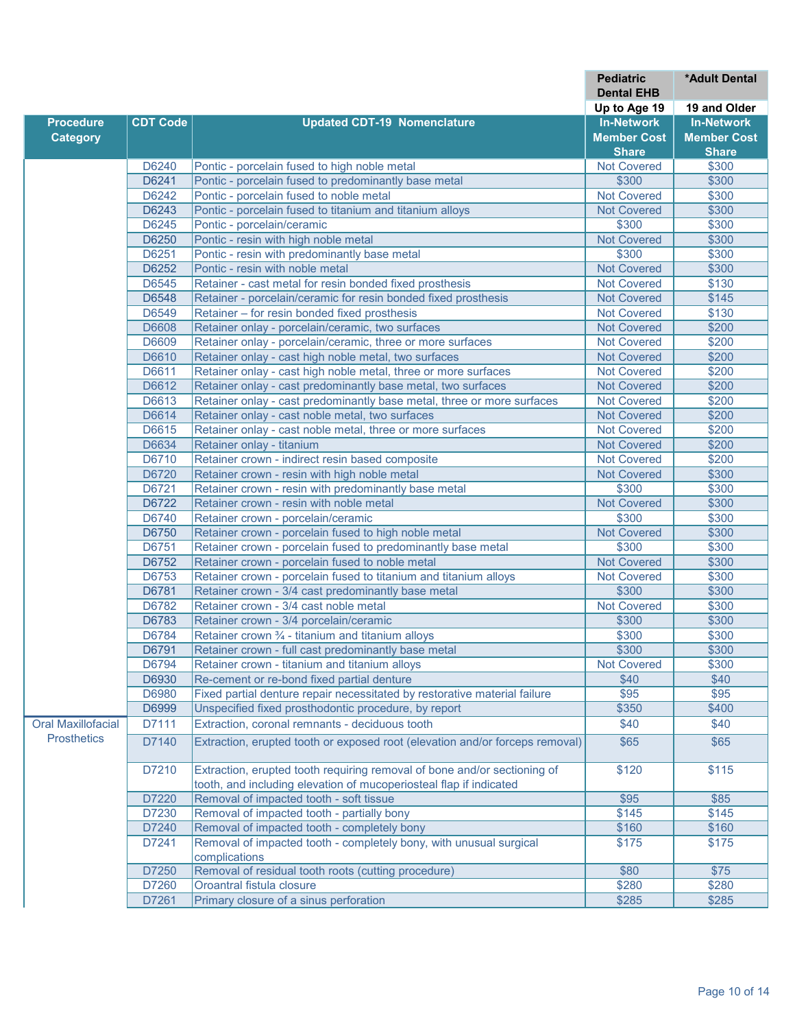| | | | Pediatric Dental EHB | *Adult Dental |
|---|---|---|---|---|
| | | | Up to Age 19 | 19 and Older |
| **Procedure Category** | **CDT Code** | **Updated CDT-19 Nomenclature** | **In-Network Member Cost Share** | **In-Network Member Cost Share** |
| | D6240 | Pontic - porcelain fused to high noble metal | Not Covered | $300 |
| | D6241 | Pontic - porcelain fused to predominantly base metal | $300 | $300 |
| | D6242 | Pontic - porcelain fused to noble metal | Not Covered | $300 |
| | D6243 | Pontic - porcelain fused to titanium and titanium alloys | Not Covered | $300 |
| | D6245 | Pontic - porcelain/ceramic | $300 | $300 |
| | D6250 | Pontic - resin with high noble metal | Not Covered | $300 |
| | D6251 | Pontic - resin with predominantly base metal | $300 | $300 |
| | D6252 | Pontic - resin with noble metal | Not Covered | $300 |
| | D6545 | Retainer - cast metal for resin bonded fixed prosthesis | Not Covered | $130 |
| | D6548 | Retainer - porcelain/ceramic for resin bonded fixed prosthesis | Not Covered | $145 |
| | D6549 | Retainer – for resin bonded fixed prosthesis | Not Covered | $130 |
| | D6608 | Retainer onlay - porcelain/ceramic, two surfaces | Not Covered | $200 |
| | D6609 | Retainer onlay - porcelain/ceramic, three or more surfaces | Not Covered | $200 |
| | D6610 | Retainer onlay - cast high noble metal, two surfaces | Not Covered | $200 |
| | D6611 | Retainer onlay - cast high noble metal, three or more surfaces | Not Covered | $200 |
| | D6612 | Retainer onlay - cast predominantly base metal, two surfaces | Not Covered | $200 |
| | D6613 | Retainer onlay - cast predominantly base metal, three or more surfaces | Not Covered | $200 |
| | D6614 | Retainer onlay - cast noble metal, two surfaces | Not Covered | $200 |
| | D6615 | Retainer onlay - cast noble metal, three or more surfaces | Not Covered | $200 |
| | D6634 | Retainer onlay - titanium | Not Covered | $200 |
| | D6710 | Retainer crown - indirect resin based composite | Not Covered | $200 |
| | D6720 | Retainer crown - resin with high noble metal | Not Covered | $300 |
| | D6721 | Retainer crown - resin with predominantly base metal | $300 | $300 |
| | D6722 | Retainer crown - resin with noble metal | Not Covered | $300 |
| | D6740 | Retainer crown - porcelain/ceramic | $300 | $300 |
| | D6750 | Retainer crown - porcelain fused to high noble metal | Not Covered | $300 |
| | D6751 | Retainer crown - porcelain fused to predominantly base metal | $300 | $300 |
| | D6752 | Retainer crown - porcelain fused to noble metal | Not Covered | $300 |
| | D6753 | Retainer crown - porcelain fused to titanium and titanium alloys | Not Covered | $300 |
| | D6781 | Retainer crown - 3/4 cast predominantly base metal | $300 | $300 |
| | D6782 | Retainer crown - 3/4 cast noble metal | Not Covered | $300 |
| | D6783 | Retainer crown - 3/4 porcelain/ceramic | $300 | $300 |
| | D6784 | Retainer crown ¾ - titanium and titanium alloys | $300 | $300 |
| | D6791 | Retainer crown - full cast predominantly base metal | $300 | $300 |
| | D6794 | Retainer crown - titanium and titanium alloys | Not Covered | $300 |
| | D6930 | Re-cement or re-bond fixed partial denture | $40 | $40 |
| | D6980 | Fixed partial denture repair necessitated by restorative material failure | $95 | $95 |
| | D6999 | Unspecified fixed prosthodontic procedure, by report | $350 | $400 |
| Oral Maxillofacial Prosthetics | D7111 | Extraction, coronal remnants - deciduous tooth | $40 | $40 |
| | D7140 | Extraction, erupted tooth or exposed root (elevation and/or forceps removal) | $65 | $65 |
| | D7210 | Extraction, erupted tooth requiring removal of bone and/or sectioning of tooth, and including elevation of mucoperiosteal flap if indicated | $120 | $115 |
| | D7220 | Removal of impacted tooth - soft tissue | $95 | $85 |
| | D7230 | Removal of impacted tooth - partially bony | $145 | $145 |
| | D7240 | Removal of impacted tooth - completely bony | $160 | $160 |
| | D7241 | Removal of impacted tooth - completely bony, with unusual surgical complications | $175 | $175 |
| | D7250 | Removal of residual tooth roots (cutting procedure) | $80 | $75 |
| | D7260 | Oroantral fistula closure | $280 | $280 |
| | D7261 | Primary closure of a sinus perforation | $285 | $285 |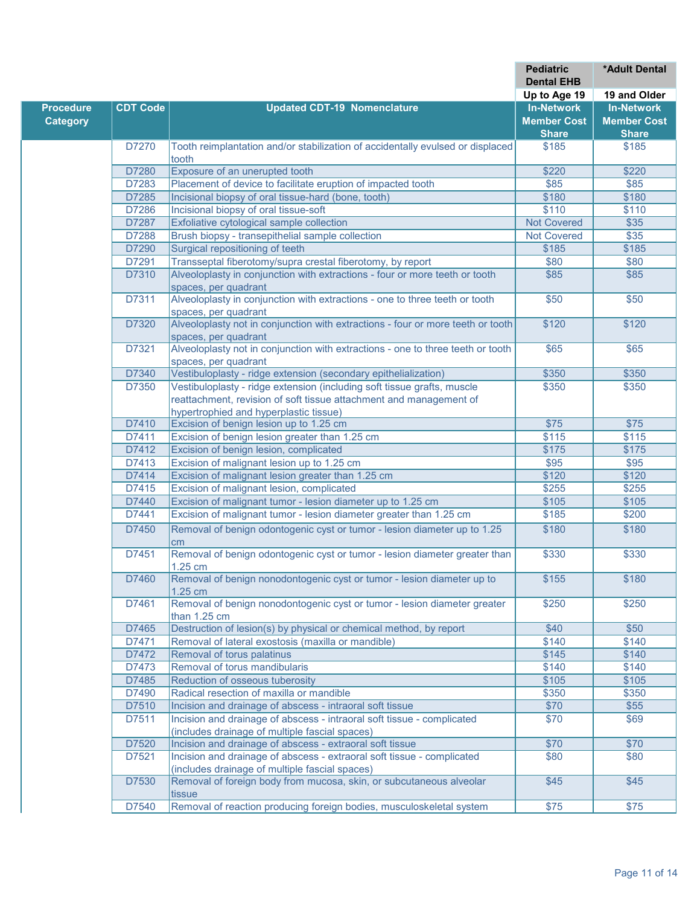| Procedure Category | CDT Code | Updated CDT-19 Nomenclature | Pediatric Dental EHB Up to Age 19 In-Network Member Cost Share | *Adult Dental 19 and Older In-Network Member Cost Share |
|---|---|---|---|---|
| | D7270 | Tooth reimplantation and/or stabilization of accidentally evulsed or displaced tooth | $185 | $185 |
| | D7280 | Exposure of an unerupted tooth | $220 | $220 |
| | D7283 | Placement of device to facilitate eruption of impacted tooth | $85 | $85 |
| | D7285 | Incisional biopsy of oral tissue-hard (bone, tooth) | $180 | $180 |
| | D7286 | Incisional biopsy of oral tissue-soft | $110 | $110 |
| | D7287 | Exfoliative cytological sample collection | Not Covered | $35 |
| | D7288 | Brush biopsy - transepithelial sample collection | Not Covered | $35 |
| | D7290 | Surgical repositioning of teeth | $185 | $185 |
| | D7291 | Transseptal fiberotomy/supra crestal fiberotomy, by report | $80 | $80 |
| | D7310 | Alveoloplasty in conjunction with extractions - four or more teeth or tooth spaces, per quadrant | $85 | $85 |
| | D7311 | Alveoloplasty in conjunction with extractions - one to three teeth or tooth spaces, per quadrant | $50 | $50 |
| | D7320 | Alveoloplasty not in conjunction with extractions - four or more teeth or tooth spaces, per quadrant | $120 | $120 |
| | D7321 | Alveoloplasty not in conjunction with extractions - one to three teeth or tooth spaces, per quadrant | $65 | $65 |
| | D7340 | Vestibuloplasty - ridge extension (secondary epithelialization) | $350 | $350 |
| | D7350 | Vestibuloplasty - ridge extension (including soft tissue grafts, muscle reattachment, revision of soft tissue attachment and management of hypertrophied and hyperplastic tissue) | $350 | $350 |
| | D7410 | Excision of benign lesion up to 1.25 cm | $75 | $75 |
| | D7411 | Excision of benign lesion greater than 1.25 cm | $115 | $115 |
| | D7412 | Excision of benign lesion, complicated | $175 | $175 |
| | D7413 | Excision of malignant lesion up to 1.25 cm | $95 | $95 |
| | D7414 | Excision of malignant lesion greater than 1.25 cm | $120 | $120 |
| | D7415 | Excision of malignant lesion, complicated | $255 | $255 |
| | D7440 | Excision of malignant tumor - lesion diameter up to 1.25 cm | $105 | $105 |
| | D7441 | Excision of malignant tumor - lesion diameter greater than 1.25 cm | $185 | $200 |
| | D7450 | Removal of benign odontogenic cyst or tumor - lesion diameter up to 1.25 cm | $180 | $180 |
| | D7451 | Removal of benign odontogenic cyst or tumor - lesion diameter greater than 1.25 cm | $330 | $330 |
| | D7460 | Removal of benign nonodontogenic cyst or tumor - lesion diameter up to 1.25 cm | $155 | $180 |
| | D7461 | Removal of benign nonodontogenic cyst or tumor - lesion diameter greater than 1.25 cm | $250 | $250 |
| | D7465 | Destruction of lesion(s) by physical or chemical method, by report | $40 | $50 |
| | D7471 | Removal of lateral exostosis (maxilla or mandible) | $140 | $140 |
| | D7472 | Removal of torus palatinus | $145 | $140 |
| | D7473 | Removal of torus mandibularis | $140 | $140 |
| | D7485 | Reduction of osseous tuberosity | $105 | $105 |
| | D7490 | Radical resection of maxilla or mandible | $350 | $350 |
| | D7510 | Incision and drainage of abscess - intraoral soft tissue | $70 | $55 |
| | D7511 | Incision and drainage of abscess - intraoral soft tissue - complicated (includes drainage of multiple fascial spaces) | $70 | $69 |
| | D7520 | Incision and drainage of abscess - extraoral soft tissue | $70 | $70 |
| | D7521 | Incision and drainage of abscess - extraoral soft tissue - complicated (includes drainage of multiple fascial spaces) | $80 | $80 |
| | D7530 | Removal of foreign body from mucosa, skin, or subcutaneous alveolar tissue | $45 | $45 |
| | D7540 | Removal of reaction producing foreign bodies, musculoskeletal system | $75 | $75 |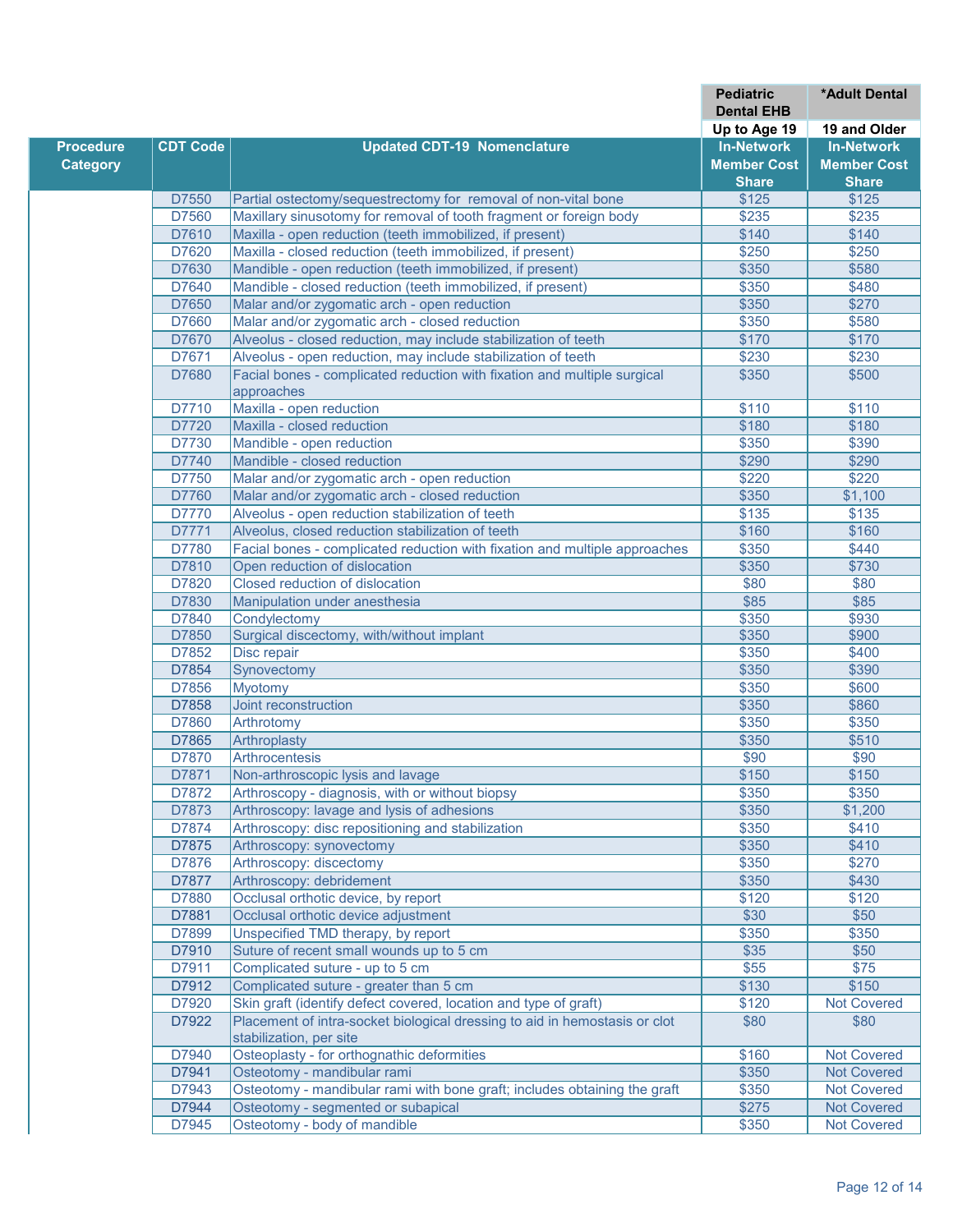| | | | Pediatric Dental EHB | *Adult Dental |
|---|---|---|---|---|
| | | | Up to Age 19 | 19 and Older |
| **Procedure Category** | **CDT Code** | **Updated CDT-19 Nomenclature** | **In-Network Member Cost Share** | **In-Network Member Cost Share** |
| | D7550 | Partial ostectomy/sequestrectomy for removal of non-vital bone | $125 | $125 |
| | D7560 | Maxillary sinusotomy for removal of tooth fragment or foreign body | $235 | $235 |
| | D7610 | Maxilla - open reduction (teeth immobilized, if present) | $140 | $140 |
| | D7620 | Maxilla - closed reduction (teeth immobilized, if present) | $250 | $250 |
| | D7630 | Mandible - open reduction (teeth immobilized, if present) | $350 | $580 |
| | D7640 | Mandible - closed reduction (teeth immobilized, if present) | $350 | $480 |
| | D7650 | Malar and/or zygomatic arch - open reduction | $350 | $270 |
| | D7660 | Malar and/or zygomatic arch - closed reduction | $350 | $580 |
| | D7670 | Alveolus - closed reduction, may include stabilization of teeth | $170 | $170 |
| | D7671 | Alveolus - open reduction, may include stabilization of teeth | $230 | $230 |
| | D7680 | Facial bones - complicated reduction with fixation and multiple surgical approaches | $350 | $500 |
| | D7710 | Maxilla - open reduction | $110 | $110 |
| | D7720 | Maxilla - closed reduction | $180 | $180 |
| | D7730 | Mandible - open reduction | $350 | $390 |
| | D7740 | Mandible - closed reduction | $290 | $290 |
| | D7750 | Malar and/or zygomatic arch - open reduction | $220 | $220 |
| | D7760 | Malar and/or zygomatic arch - closed reduction | $350 | $1,100 |
| | D7770 | Alveolus - open reduction stabilization of teeth | $135 | $135 |
| | D7771 | Alveolus, closed reduction stabilization of teeth | $160 | $160 |
| | D7780 | Facial bones - complicated reduction with fixation and multiple approaches | $350 | $440 |
| | D7810 | Open reduction of dislocation | $350 | $730 |
| | D7820 | Closed reduction of dislocation | $80 | $80 |
| | D7830 | Manipulation under anesthesia | $85 | $85 |
| | D7840 | Condylectomy | $350 | $930 |
| | D7850 | Surgical discectomy, with/without implant | $350 | $900 |
| | D7852 | Disc repair | $350 | $400 |
| | D7854 | Synovectomy | $350 | $390 |
| | D7856 | Myotomy | $350 | $600 |
| | D7858 | Joint reconstruction | $350 | $860 |
| | D7860 | Arthrotomy | $350 | $350 |
| | D7865 | Arthroplasty | $350 | $510 |
| | D7870 | Arthrocentesis | $90 | $90 |
| | D7871 | Non-arthroscopic lysis and lavage | $150 | $150 |
| | D7872 | Arthroscopy - diagnosis, with or without biopsy | $350 | $350 |
| | D7873 | Arthroscopy: lavage and lysis of adhesions | $350 | $1,200 |
| | D7874 | Arthroscopy: disc repositioning and stabilization | $350 | $410 |
| | D7875 | Arthroscopy: synovectomy | $350 | $410 |
| | D7876 | Arthroscopy: discectomy | $350 | $270 |
| | D7877 | Arthroscopy: debridement | $350 | $430 |
| | D7880 | Occlusal orthotic device, by report | $120 | $120 |
| | D7881 | Occlusal orthotic device adjustment | $30 | $50 |
| | D7899 | Unspecified TMD therapy, by report | $350 | $350 |
| | D7910 | Suture of recent small wounds up to 5 cm | $35 | $50 |
| | D7911 | Complicated suture - up to 5 cm | $55 | $75 |
| | D7912 | Complicated suture - greater than 5 cm | $130 | $150 |
| | D7920 | Skin graft (identify defect covered, location and type of graft) | $120 | Not Covered |
| | D7922 | Placement of intra-socket biological dressing to aid in hemostasis or clot stabilization, per site | $80 | $80 |
| | D7940 | Osteoplasty - for orthognathic deformities | $160 | Not Covered |
| | D7941 | Osteotomy - mandibular rami | $350 | Not Covered |
| | D7943 | Osteotomy - mandibular rami with bone graft; includes obtaining the graft | $350 | Not Covered |
| | D7944 | Osteotomy - segmented or subapical | $275 | Not Covered |
| | D7945 | Osteotomy - body of mandible | $350 | Not Covered |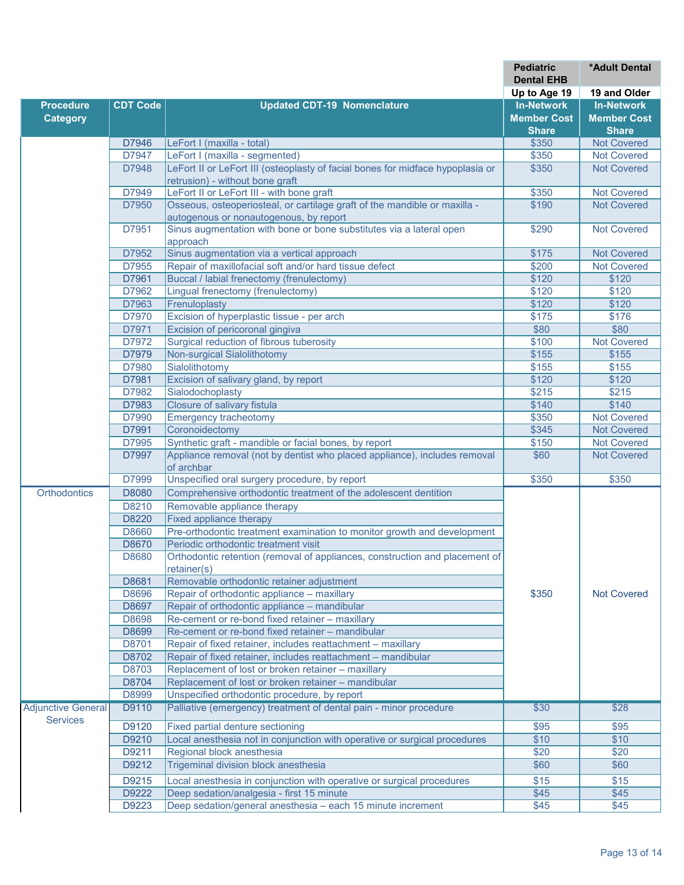| | | | Pediatric Dental EHB | *Adult Dental |
|---|---|---|---|---|
| | | | Up to Age 19 | 19 and Older |
| Procedure Category | CDT Code | Updated CDT-19 Nomenclature | In-Network Member Cost Share | In-Network Member Cost Share |
| | D7946 | LeFort I (maxilla - total) | $350 | Not Covered |
| | D7947 | LeFort I (maxilla - segmented) | $350 | Not Covered |
| | D7948 | LeFort II or LeFort III (osteoplasty of facial bones for midface hypoplasia or retrusion) - without bone graft | $350 | Not Covered |
| | D7949 | LeFort II or LeFort III - with bone graft | $350 | Not Covered |
| | D7950 | Osseous, osteoperiosteal, or cartilage graft of the mandible or maxilla - autogenous or nonautogenous, by report | $190 | Not Covered |
| | D7951 | Sinus augmentation with bone or bone substitutes via a lateral open approach | $290 | Not Covered |
| | D7952 | Sinus augmentation via a vertical approach | $175 | Not Covered |
| | D7955 | Repair of maxillofacial soft and/or hard tissue defect | $200 | Not Covered |
| | D7961 | Buccal / labial frenectomy (frenulectomy) | $120 | $120 |
| | D7962 | Lingual frenectomy (frenulectomy) | $120 | $120 |
| | D7963 | Frenuloplasty | $120 | $120 |
| | D7970 | Excision of hyperplastic tissue - per arch | $175 | $176 |
| | D7971 | Excision of pericoronal gingiva | $80 | $80 |
| | D7972 | Surgical reduction of fibrous tuberosity | $100 | Not Covered |
| | D7979 | Non-surgical Sialolithotomy | $155 | $155 |
| | D7980 | Sialolithotomy | $155 | $155 |
| | D7981 | Excision of salivary gland, by report | $120 | $120 |
| | D7982 | Sialodochoplasty | $215 | $215 |
| | D7983 | Closure of salivary fistula | $140 | $140 |
| | D7990 | Emergency tracheotomy | $350 | Not Covered |
| | D7991 | Coronoidectomy | $345 | Not Covered |
| | D7995 | Synthetic graft - mandible or facial bones, by report | $150 | Not Covered |
| | D7997 | Appliance removal (not by dentist who placed appliance), includes removal of archbar | $60 | Not Covered |
| | D7999 | Unspecified oral surgery procedure, by report | $350 | $350 |
| Orthodontics | D8080 | Comprehensive orthodontic treatment of the adolescent dentition | $350 | Not Covered |
| | D8210 | Removable appliance therapy | | |
| | D8220 | Fixed appliance therapy | | |
| | D8660 | Pre-orthodontic treatment examination to monitor growth and development | | |
| | D8670 | Periodic orthodontic treatment visit | | |
| | D8680 | Orthodontic retention (removal of appliances, construction and placement of retainer(s) | | |
| | D8681 | Removable orthodontic retainer adjustment | | |
| | D8696 | Repair of orthodontic appliance – maxillary | | |
| | D8697 | Repair of orthodontic appliance – mandibular | | |
| | D8698 | Re-cement or re-bond fixed retainer – maxillary | | |
| | D8699 | Re-cement or re-bond fixed retainer – mandibular | | |
| | D8701 | Repair of fixed retainer, includes reattachment – maxillary | | |
| | D8702 | Repair of fixed retainer, includes reattachment – mandibular | | |
| | D8703 | Replacement of lost or broken retainer – maxillary | | |
| | D8704 | Replacement of lost or broken retainer – mandibular | | |
| | D8999 | Unspecified orthodontic procedure, by report | | |
| Adjunctive General Services | D9110 | Palliative (emergency) treatment of dental pain - minor procedure | $30 | $28 |
| | D9120 | Fixed partial denture sectioning | $95 | $95 |
| | D9210 | Local anesthesia not in conjunction with operative or surgical procedures | $10 | $10 |
| | D9211 | Regional block anesthesia | $20 | $20 |
| | D9212 | Trigeminal division block anesthesia | $60 | $60 |
| | D9215 | Local anesthesia in conjunction with operative or surgical procedures | $15 | $15 |
| | D9222 | Deep sedation/analgesia - first 15 minute | $45 | $45 |
| | D9223 | Deep sedation/general anesthesia – each 15 minute increment | $45 | $45 |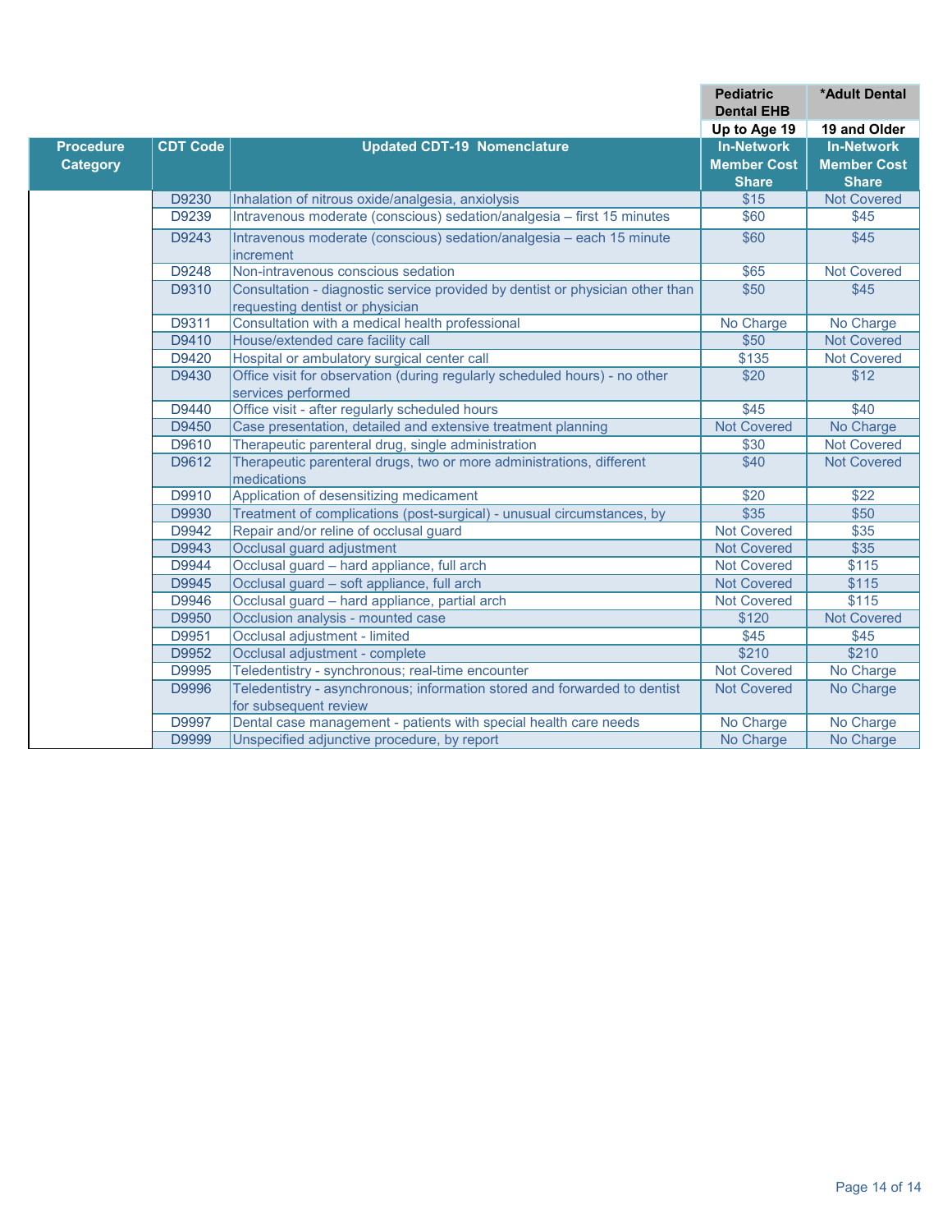| | | | Pediatric Dental EHB | *Adult Dental |
|---|---|---|---|---|
| | | | Up to Age 19 | 19 and Older |
| Procedure Category | CDT Code | Updated CDT-19 Nomenclature | In-Network Member Cost Share | In-Network Member Cost Share |
| | D9230 | Inhalation of nitrous oxide/analgesia, anxiolysis | $15 | Not Covered |
| | D9239 | Intravenous moderate (conscious) sedation/analgesia – first 15 minutes | $60 | $45 |
| | D9243 | Intravenous moderate (conscious) sedation/analgesia – each 15 minute increment | $60 | $45 |
| | D9248 | Non-intravenous conscious sedation | $65 | Not Covered |
| | D9310 | Consultation - diagnostic service provided by dentist or physician other than requesting dentist or physician | $50 | $45 |
| | D9311 | Consultation with a medical health professional | No Charge | No Charge |
| | D9410 | House/extended care facility call | $50 | Not Covered |
| | D9420 | Hospital or ambulatory surgical center call | $135 | Not Covered |
| | D9430 | Office visit for observation (during regularly scheduled hours) - no other services performed | $20 | $12 |
| | D9440 | Office visit - after regularly scheduled hours | $45 | $40 |
| | D9450 | Case presentation, detailed and extensive treatment planning | Not Covered | No Charge |
| | D9610 | Therapeutic parenteral drug, single administration | $30 | Not Covered |
| | D9612 | Therapeutic parenteral drugs, two or more administrations, different medications | $40 | Not Covered |
| | D9910 | Application of desensitizing medicament | $20 | $22 |
| | D9930 | Treatment of complications (post-surgical) - unusual circumstances, by | $35 | $50 |
| | D9942 | Repair and/or reline of occlusal guard | Not Covered | $35 |
| | D9943 | Occlusal guard adjustment | Not Covered | $35 |
| | D9944 | Occlusal guard – hard appliance, full arch | Not Covered | $115 |
| | D9945 | Occlusal guard – soft appliance, full arch | Not Covered | $115 |
| | D9946 | Occlusal guard – hard appliance, partial arch | Not Covered | $115 |
| | D9950 | Occlusion analysis - mounted case | $120 | Not Covered |
| | D9951 | Occlusal adjustment - limited | $45 | $45 |
| | D9952 | Occlusal adjustment - complete | $210 | $210 |
| | D9995 | Teledentistry - synchronous; real-time encounter | Not Covered | No Charge |
| | D9996 | Teledentistry - asynchronous; information stored and forwarded to dentist for subsequent review | Not Covered | No Charge |
| | D9997 | Dental case management - patients with special health care needs | No Charge | No Charge |
| | D9999 | Unspecified adjunctive procedure, by report | No Charge | No Charge |